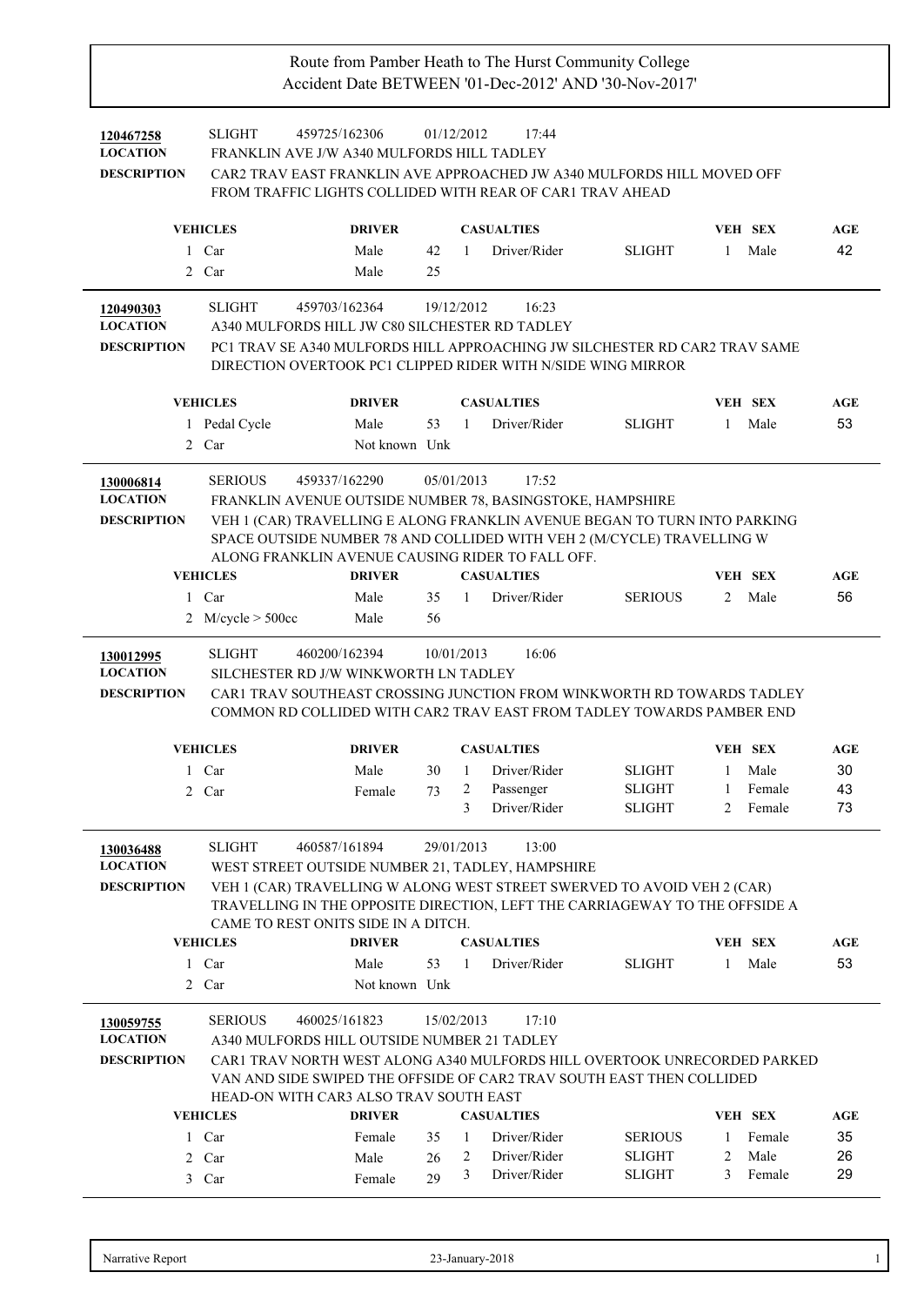# Route from Pamber Heath to The Hurst Community College

## Accident Date BETWEEN '01-Dec-2012' AND '30-Nov-2017'

**120467258** SLIGHT 459725/162306 01/12/2012 17:44

**LOCATION** FRANKLIN AVE J/W A340 MULFORDS HILL TADLEY

**DESCRIPTION** CAR2 TRAV EAST FRANKLIN AVE APPROACHED JW A340 MULFORDS HILL MOVED OFF FROM TRAFFIC LIGHTS COLLIDED WITH REAR OF CAR1 TRAV AHEAD

| VEHICLES | DRIVER | | CASUALTIES | | | VEH | SEX | AGE |
|---|---|---|---|---|---|---|---|---|
| 1 Car | Male | 42 | 1 | Driver/Rider | SLIGHT | 1 | Male | 42 |
| 2 Car | Male | 25 | | | | | | |

---

**120490303** SLIGHT 459703/162364 19/12/2012 16:23

**LOCATION** A340 MULFORDS HILL JW C80 SILCHESTER RD TADLEY

**DESCRIPTION** PC1 TRAV SE A340 MULFORDS HILL APPROACHING JW SILCHESTER RD CAR2 TRAV SAME DIRECTION OVERTOOK PC1 CLIPPED RIDER WITH N/SIDE WING MIRROR

| VEHICLES | DRIVER | | CASUALTIES | | | VEH | SEX | AGE |
|---|---|---|---|---|---|---|---|---|
| 1 Pedal Cycle | Male | 53 | 1 | Driver/Rider | SLIGHT | 1 | Male | 53 |
| 2 Car | Not known | Unk | | | | | | |

---

**130006814** SERIOUS 459337/162290 05/01/2013 17:52

**LOCATION** FRANKLIN AVENUE OUTSIDE NUMBER 78, BASINGSTOKE, HAMPSHIRE

**DESCRIPTION** VEH 1 (CAR) TRAVELLING E ALONG FRANKLIN AVENUE BEGAN TO TURN INTO PARKING SPACE OUTSIDE NUMBER 78 AND COLLIDED WITH VEH 2 (M/CYCLE) TRAVELLING W ALONG FRANKLIN AVENUE CAUSING RIDER TO FALL OFF.

| VEHICLES | DRIVER | | CASUALTIES | | | VEH | SEX | AGE |
|---|---|---|---|---|---|---|---|---|
| 1 Car | Male | 35 | 1 | Driver/Rider | SERIOUS | 2 | Male | 56 |
| 2 M/cycle > 500cc | Male | 56 | | | | | | |

---

**130012995** SLIGHT 460200/162394 10/01/2013 16:06

**LOCATION** SILCHESTER RD J/W WINKWORTH LN TADLEY

**DESCRIPTION** CAR1 TRAV SOUTHEAST CROSSING JUNCTION FROM WINKWORTH RD TOWARDS TADLEY COMMON RD COLLIDED WITH CAR2 TRAV EAST FROM TADLEY TOWARDS PAMBER END

| VEHICLES | DRIVER | | CASUALTIES | | | VEH | SEX | AGE |
|---|---|---|---|---|---|---|---|---|
| 1 Car | Male | 30 | 1 | Driver/Rider | SLIGHT | 1 | Male | 30 |
| 2 Car | Female | 73 | 2 | Passenger | SLIGHT | 1 | Female | 43 |
| | | | 3 | Driver/Rider | SLIGHT | 2 | Female | 73 |

---

**130036488** SLIGHT 460587/161894 29/01/2013 13:00

**LOCATION** WEST STREET OUTSIDE NUMBER 21, TADLEY, HAMPSHIRE

**DESCRIPTION** VEH 1 (CAR) TRAVELLING W ALONG WEST STREET SWERVED TO AVOID VEH 2 (CAR) TRAVELLING IN THE OPPOSITE DIRECTION, LEFT THE CARRIAGEWAY TO THE OFFSIDE A CAME TO REST ONITS SIDE IN A DITCH.

| VEHICLES | DRIVER | | CASUALTIES | | | VEH | SEX | AGE |
|---|---|---|---|---|---|---|---|---|
| 1 Car | Male | 53 | 1 | Driver/Rider | SLIGHT | 1 | Male | 53 |
| 2 Car | Not known | Unk | | | | | | |

---

**130059755** SERIOUS 460025/161823 15/02/2013 17:10

**LOCATION** A340 MULFORDS HILL OUTSIDE NUMBER 21 TADLEY

**DESCRIPTION** CAR1 TRAV NORTH WEST ALONG A340 MULFORDS HILL OVERTOOK UNRECORDED PARKED VAN AND SIDE SWIPED THE OFFSIDE OF CAR2 TRAV SOUTH EAST THEN COLLIDED HEAD-ON WITH CAR3 ALSO TRAV SOUTH EAST

| VEHICLES | DRIVER | | CASUALTIES | | | VEH | SEX | AGE |
|---|---|---|---|---|---|---|---|---|
| 1 Car | Female | 35 | 1 | Driver/Rider | SERIOUS | 1 | Female | 35 |
| 2 Car | Male | 26 | 2 | Driver/Rider | SLIGHT | 2 | Male | 26 |
| 3 Car | Female | 29 | 3 | Driver/Rider | SLIGHT | 3 | Female | 29 |

Narrative Report 23-January-2018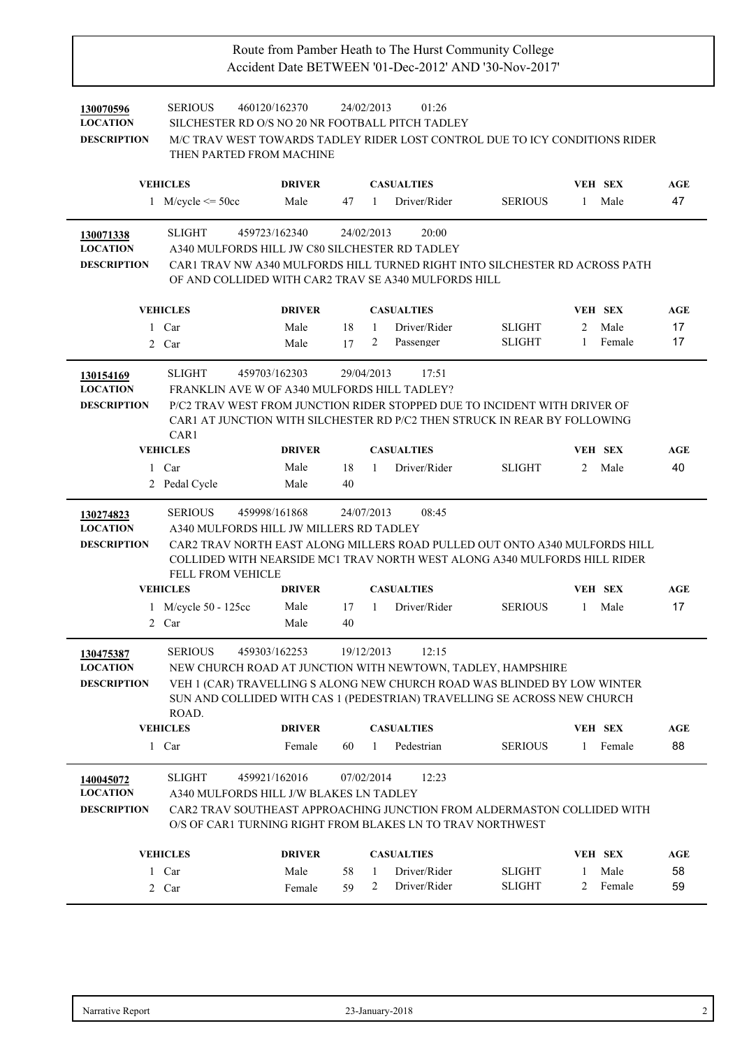# Route from Pamber Heath to The Hurst Community College
## Accident Date BETWEEN '01-Dec-2012' AND '30-Nov-2017'

**130070596** SERIOUS 460120/162370 24/02/2013 01:26

**LOCATION** SILCHESTER RD O/S NO 20 NR FOOTBALL PITCH TADLEY

**DESCRIPTION** M/C TRAV WEST TOWARDS TADLEY RIDER LOST CONTROL DUE TO ICY CONDITIONS RIDER THEN PARTED FROM MACHINE

| VEHICLES | DRIVER | | CASUALTIES | | | VEH | SEX | AGE |
|---|---|---|---|---|---|---|---|---|
| 1 M/cycle <= 50cc | Male | 47 | 1 | Driver/Rider | SERIOUS | 1 | Male | 47 |

---

**130071338** SLIGHT 459723/162340 24/02/2013 20:00

**LOCATION** A340 MULFORDS HILL JW C80 SILCHESTER RD TADLEY

**DESCRIPTION** CAR1 TRAV NW A340 MULFORDS HILL TURNED RIGHT INTO SILCHESTER RD ACROSS PATH OF AND COLLIDED WITH CAR2 TRAV SE A340 MULFORDS HILL

| VEHICLES | DRIVER | | CASUALTIES | | | VEH | SEX | AGE |
|---|---|---|---|---|---|---|---|---|
| 1 Car | Male | 18 | 1 | Driver/Rider | SLIGHT | 2 | Male | 17 |
| 2 Car | Male | 17 | 2 | Passenger | SLIGHT | 1 | Female | 17 |

---

**130154169** SLIGHT 459703/162303 29/04/2013 17:51

**LOCATION** FRANKLIN AVE W OF A340 MULFORDS HILL TADLEY?

**DESCRIPTION** P/C2 TRAV WEST FROM JUNCTION RIDER STOPPED DUE TO INCIDENT WITH DRIVER OF CAR1 AT JUNCTION WITH SILCHESTER RD P/C2 THEN STRUCK IN REAR BY FOLLOWING CAR1

| VEHICLES | DRIVER | | CASUALTIES | | | VEH | SEX | AGE |
|---|---|---|---|---|---|---|---|---|
| 1 Car | Male | 18 | 1 | Driver/Rider | SLIGHT | 2 | Male | 40 |
| 2 Pedal Cycle | Male | 40 | | | | | | |

---

**130274823** SERIOUS 459998/161868 24/07/2013 08:45

**LOCATION** A340 MULFORDS HILL JW MILLERS RD TADLEY

**DESCRIPTION** CAR2 TRAV NORTH EAST ALONG MILLERS ROAD PULLED OUT ONTO A340 MULFORDS HILL COLLIDED WITH NEARSIDE MC1 TRAV NORTH WEST ALONG A340 MULFORDS HILL RIDER FELL FROM VEHICLE

| VEHICLES | DRIVER | | CASUALTIES | | | VEH | SEX | AGE |
|---|---|---|---|---|---|---|---|---|
| 1 M/cycle 50 - 125cc | Male | 17 | 1 | Driver/Rider | SERIOUS | 1 | Male | 17 |
| 2 Car | Male | 40 | | | | | | |

---

**130475387** SERIOUS 459303/162253 19/12/2013 12:15

**LOCATION** NEW CHURCH ROAD AT JUNCTION WITH NEWTOWN, TADLEY, HAMPSHIRE

**DESCRIPTION** VEH 1 (CAR) TRAVELLING S ALONG NEW CHURCH ROAD WAS BLINDED BY LOW WINTER SUN AND COLLIDED WITH CAS 1 (PEDESTRIAN) TRAVELLING SE ACROSS NEW CHURCH ROAD.

| VEHICLES | DRIVER | | CASUALTIES | | | VEH | SEX | AGE |
|---|---|---|---|---|---|---|---|---|
| 1 Car | Female | 60 | 1 | Pedestrian | SERIOUS | 1 | Female | 88 |

---

**140045072** SLIGHT 459921/162016 07/02/2014 12:23

**LOCATION** A340 MULFORDS HILL J/W BLAKES LN TADLEY

**DESCRIPTION** CAR2 TRAV SOUTHEAST APPROACHING JUNCTION FROM ALDERMASTON COLLIDED WITH O/S OF CAR1 TURNING RIGHT FROM BLAKES LN TO TRAV NORTHWEST

| VEHICLES | DRIVER | | CASUALTIES | | | VEH | SEX | AGE |
|---|---|---|---|---|---|---|---|---|
| 1 Car | Male | 58 | 1 | Driver/Rider | SLIGHT | 1 | Male | 58 |
| 2 Car | Female | 59 | 2 | Driver/Rider | SLIGHT | 2 | Female | 59 |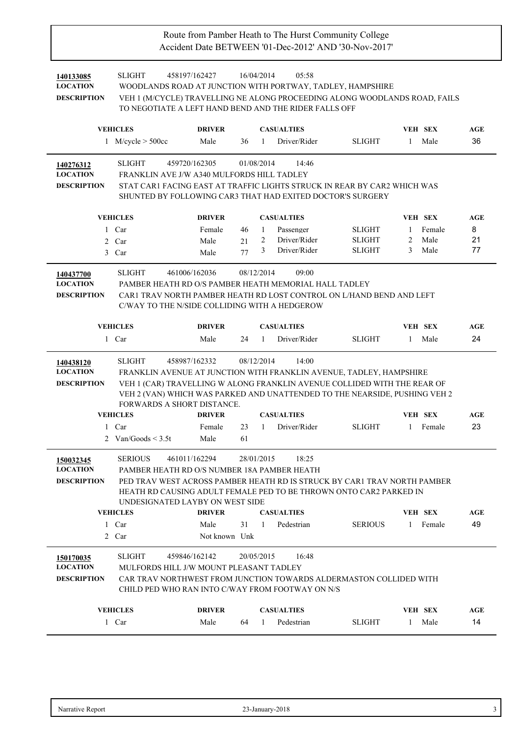Route from Pamber Heath to The Hurst Community College
Accident Date BETWEEN '01-Dec-2012' AND '30-Nov-2017'

**140133085** SLIGHT 458197/162427 16/04/2014 05:58

**LOCATION** WOODLANDS ROAD AT JUNCTION WITH PORTWAY, TADLEY, HAMPSHIRE

**DESCRIPTION** VEH 1 (M/CYCLE) TRAVELLING NE ALONG PROCEEDING ALONG WOODLANDS ROAD, FAILS TO NEGOTIATE A LEFT HAND BEND AND THE RIDER FALLS OFF

| VEHICLES | DRIVER | | CASUALTIES | | | VEH | SEX | AGE |
|---|---|---|---|---|---|---|---|---|
| 1 M/cycle > 500cc | Male | 36 | 1 | Driver/Rider | SLIGHT | 1 | Male | 36 |

---

**140276312** SLIGHT 459720/162305 01/08/2014 14:46

**LOCATION** FRANKLIN AVE J/W A340 MULFORDS HILL TADLEY

**DESCRIPTION** STAT CAR1 FACING EAST AT TRAFFIC LIGHTS STRUCK IN REAR BY CAR2 WHICH WAS SHUNTED BY FOLLOWING CAR3 THAT HAD EXITED DOCTOR'S SURGERY

| VEHICLES | DRIVER | | CASUALTIES | | | VEH | SEX | AGE |
|---|---|---|---|---|---|---|---|---|
| 1 Car | Female | 46 | 1 | Passenger | SLIGHT | 1 | Female | 8 |
| 2 Car | Male | 21 | 2 | Driver/Rider | SLIGHT | 2 | Male | 21 |
| 3 Car | Male | 77 | 3 | Driver/Rider | SLIGHT | 3 | Male | 77 |

---

**140437700** SLIGHT 461006/162036 08/12/2014 09:00

**LOCATION** PAMBER HEATH RD O/S PAMBER HEATH MEMORIAL HALL TADLEY

**DESCRIPTION** CAR1 TRAV NORTH PAMBER HEATH RD LOST CONTROL ON L/HAND BEND AND LEFT C/WAY TO THE N/SIDE COLLIDING WITH A HEDGEROW

| VEHICLES | DRIVER | | CASUALTIES | | | VEH | SEX | AGE |
|---|---|---|---|---|---|---|---|---|
| 1 Car | Male | 24 | 1 | Driver/Rider | SLIGHT | 1 | Male | 24 |

---

**140438120** SLIGHT 458987/162332 08/12/2014 14:00

**LOCATION** FRANKLIN AVENUE AT JUNCTION WITH FRANKLIN AVENUE, TADLEY, HAMPSHIRE

**DESCRIPTION** VEH 1 (CAR) TRAVELLING W ALONG FRANKLIN AVENUE COLLIDED WITH THE REAR OF VEH 2 (VAN) WHICH WAS PARKED AND UNATTENDED TO THE NEARSIDE, PUSHING VEH 2 FORWARDS A SHORT DISTANCE.

| VEHICLES | DRIVER | | CASUALTIES | | | VEH | SEX | AGE |
|---|---|---|---|---|---|---|---|---|
| 1 Car | Female | 23 | 1 | Driver/Rider | SLIGHT | 1 | Female | 23 |
| 2 Van/Goods < 3.5t | Male | 61 | | | | | | |

---

**150032345** SERIOUS 461011/162294 28/01/2015 18:25

**LOCATION** PAMBER HEATH RD O/S NUMBER 18A PAMBER HEATH

**DESCRIPTION** PED TRAV WEST ACROSS PAMBER HEATH RD IS STRUCK BY CAR1 TRAV NORTH PAMBER HEATH RD CAUSING ADULT FEMALE PED TO BE THROWN ONTO CAR2 PARKED IN UNDESIGNATED LAYBY ON WEST SIDE

| VEHICLES | DRIVER | | CASUALTIES | | | VEH | SEX | AGE |
|---|---|---|---|---|---|---|---|---|
| 1 Car | Male | 31 | 1 | Pedestrian | SERIOUS | 1 | Female | 49 |
| 2 Car | Not known | Unk | | | | | | |

---

**150170035** SLIGHT 459846/162142 20/05/2015 16:48

**LOCATION** MULFORDS HILL J/W MOUNT PLEASANT TADLEY

**DESCRIPTION** CAR TRAV NORTHWEST FROM JUNCTION TOWARDS ALDERMASTON COLLIDED WITH CHILD PED WHO RAN INTO C/WAY FROM FOOTWAY ON N/S

| VEHICLES | DRIVER | | CASUALTIES | | | VEH | SEX | AGE |
|---|---|---|---|---|---|---|---|---|
| 1 Car | Male | 64 | 1 | Pedestrian | SLIGHT | 1 | Male | 14 |

Narrative Report 23-January-2018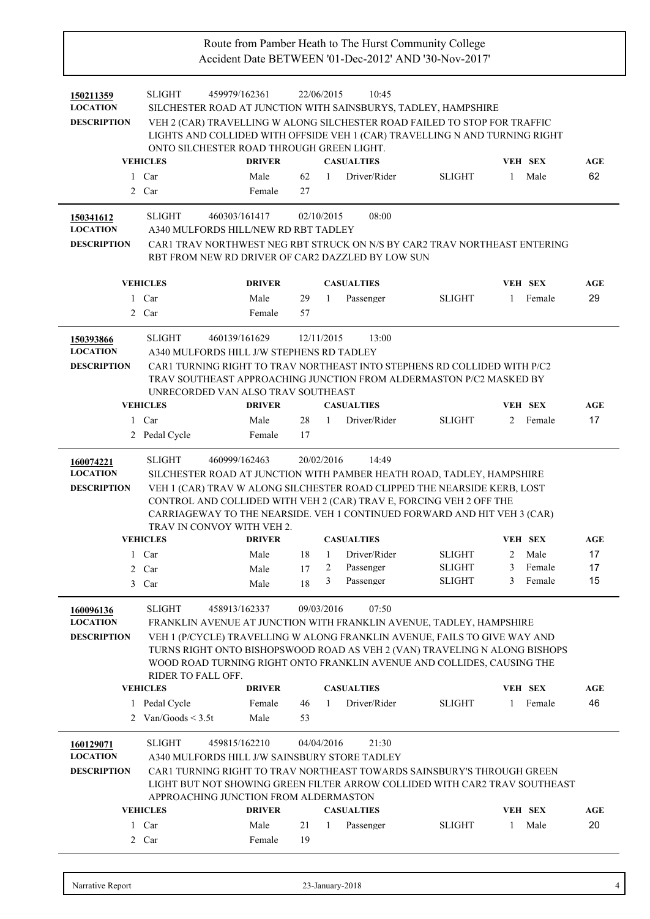Route from Pamber Heath to The Hurst Community College
Accident Date BETWEEN '01-Dec-2012' AND '30-Nov-2017'

**150211359** SLIGHT 459979/162361 22/06/2015 10:45

**LOCATION** SILCHESTER ROAD AT JUNCTION WITH SAINSBURYS, TADLEY, HAMPSHIRE

**DESCRIPTION** VEH 2 (CAR) TRAVELLING W ALONG SILCHESTER ROAD FAILED TO STOP FOR TRAFFIC LIGHTS AND COLLIDED WITH OFFSIDE VEH 1 (CAR) TRAVELLING N AND TURNING RIGHT ONTO SILCHESTER ROAD THROUGH GREEN LIGHT.

| VEHICLES | DRIVER | | CASUALTIES | | | VEH | SEX | AGE |
|---|---|---|---|---|---|---|---|---|
| 1 Car | Male | 62 | 1 | Driver/Rider | SLIGHT | 1 | Male | 62 |
| 2 Car | Female | 27 | | | | | | |

**150341612** SLIGHT 460303/161417 02/10/2015 08:00

**LOCATION** A340 MULFORDS HILL/NEW RD RBT TADLEY

**DESCRIPTION** CAR1 TRAV NORTHWEST NEG RBT STRUCK ON N/S BY CAR2 TRAV NORTHEAST ENTERING RBT FROM NEW RD DRIVER OF CAR2 DAZZLED BY LOW SUN

| VEHICLES | DRIVER | | CASUALTIES | | | VEH | SEX | AGE |
|---|---|---|---|---|---|---|---|---|
| 1 Car | Male | 29 | 1 | Passenger | SLIGHT | 1 | Female | 29 |
| 2 Car | Female | 57 | | | | | | |

**150393866** SLIGHT 460139/161629 12/11/2015 13:00

**LOCATION** A340 MULFORDS HILL J/W STEPHENS RD TADLEY

**DESCRIPTION** CAR1 TURNING RIGHT TO TRAV NORTHEAST INTO STEPHENS RD COLLIDED WITH P/C2 TRAV SOUTHEAST APPROACHING JUNCTION FROM ALDERMASTON P/C2 MASKED BY UNRECORDED VAN ALSO TRAV SOUTHEAST

| VEHICLES | DRIVER | | CASUALTIES | | | VEH | SEX | AGE |
|---|---|---|---|---|---|---|---|---|
| 1 Car | Male | 28 | 1 | Driver/Rider | SLIGHT | 2 | Female | 17 |
| 2 Pedal Cycle | Female | 17 | | | | | | |

**160074221** SLIGHT 460999/162463 20/02/2016 14:49

**LOCATION** SILCHESTER ROAD AT JUNCTION WITH PAMBER HEATH ROAD, TADLEY, HAMPSHIRE

**DESCRIPTION** VEH 1 (CAR) TRAV W ALONG SILCHESTER ROAD CLIPPED THE NEARSIDE KERB, LOST CONTROL AND COLLIDED WITH VEH 2 (CAR) TRAV E, FORCING VEH 2 OFF THE CARRIAGEWAY TO THE NEARSIDE. VEH 1 CONTINUED FORWARD AND HIT VEH 3 (CAR) TRAV IN CONVOY WITH VEH 2.

| VEHICLES | DRIVER | | CASUALTIES | | | VEH | SEX | AGE |
|---|---|---|---|---|---|---|---|---|
| 1 Car | Male | 18 | 1 | Driver/Rider | SLIGHT | 2 | Male | 17 |
| 2 Car | Male | 17 | 2 | Passenger | SLIGHT | 3 | Female | 17 |
| 3 Car | Male | 18 | 3 | Passenger | SLIGHT | 3 | Female | 15 |

**160096136** SLIGHT 458913/162337 09/03/2016 07:50

**LOCATION** FRANKLIN AVENUE AT JUNCTION WITH FRANKLIN AVENUE, TADLEY, HAMPSHIRE

**DESCRIPTION** VEH 1 (P/CYCLE) TRAVELLING W ALONG FRANKLIN AVENUE, FAILS TO GIVE WAY AND TURNS RIGHT ONTO BISHOPSWOOD ROAD AS VEH 2 (VAN) TRAVELING N ALONG BISHOPS WOOD ROAD TURNING RIGHT ONTO FRANKLIN AVENUE AND COLLIDES, CAUSING THE RIDER TO FALL OFF.

| VEHICLES | DRIVER | | CASUALTIES | | | VEH | SEX | AGE |
|---|---|---|---|---|---|---|---|---|
| 1 Pedal Cycle | Female | 46 | 1 | Driver/Rider | SLIGHT | 1 | Female | 46 |
| 2 Van/Goods < 3.5t | Male | 53 | | | | | | |

**160129071** SLIGHT 459815/162210 04/04/2016 21:30

**LOCATION** A340 MULFORDS HILL J/W SAINSBURY STORE TADLEY

**DESCRIPTION** CAR1 TURNING RIGHT TO TRAV NORTHEAST TOWARDS SAINSBURY'S THROUGH GREEN LIGHT BUT NOT SHOWING GREEN FILTER ARROW COLLIDED WITH CAR2 TRAV SOUTHEAST APPROACHING JUNCTION FROM ALDERMASTON

| VEHICLES | DRIVER | | CASUALTIES | | | VEH | SEX | AGE |
|---|---|---|---|---|---|---|---|---|
| 1 Car | Male | 21 | 1 | Passenger | SLIGHT | 1 | Male | 20 |
| 2 Car | Female | 19 | | | | | | |

Narrative Report 23-January-2018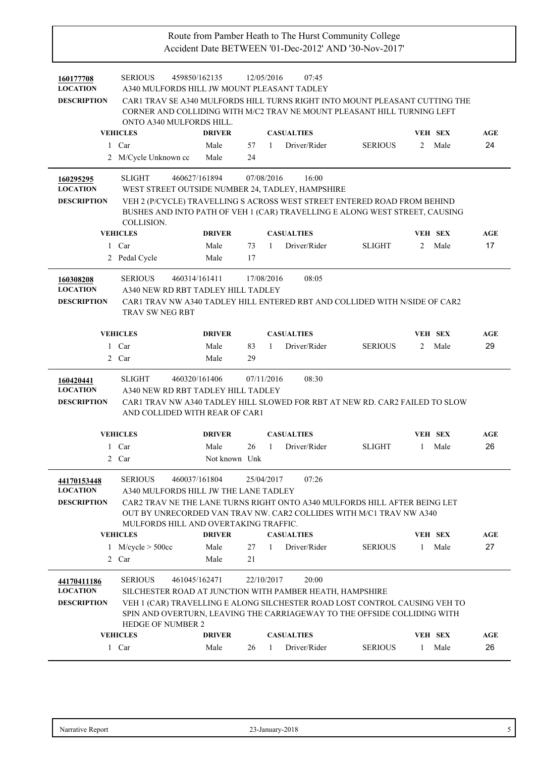Route from Pamber Heath to The Hurst Community College
Accident Date BETWEEN '01-Dec-2012' AND '30-Nov-2017'

**160177708** SERIOUS 459850/162135 12/05/2016 07:45

**LOCATION** A340 MULFORDS HILL JW MOUNT PLEASANT TADLEY

**DESCRIPTION** CAR1 TRAV SE A340 MULFORDS HILL TURNS RIGHT INTO MOUNT PLEASANT CUTTING THE CORNER AND COLLIDING WITH M/C2 TRAV NE MOUNT PLEASANT HILL TURNING LEFT ONTO A340 MULFORDS HILL.

| VEHICLES | DRIVER | | CASUALTIES | | | VEH | SEX | AGE |
|---|---|---|---|---|---|---|---|---|
| 1 Car | Male | 57 | 1 | Driver/Rider | SERIOUS | 2 | Male | 24 |
| 2 M/Cycle Unknown cc | Male | 24 | | | | | | |

**160295295** SLIGHT 460627/161894 07/08/2016 16:00

**LOCATION** WEST STREET OUTSIDE NUMBER 24, TADLEY, HAMPSHIRE

**DESCRIPTION** VEH 2 (P/CYCLE) TRAVELLING S ACROSS WEST STREET ENTERED ROAD FROM BEHIND BUSHES AND INTO PATH OF VEH 1 (CAR) TRAVELLING E ALONG WEST STREET, CAUSING COLLISION.

| VEHICLES | DRIVER | | CASUALTIES | | | VEH | SEX | AGE |
|---|---|---|---|---|---|---|---|---|
| 1 Car | Male | 73 | 1 | Driver/Rider | SLIGHT | 2 | Male | 17 |
| 2 Pedal Cycle | Male | 17 | | | | | | |

**160308208** SERIOUS 460314/161411 17/08/2016 08:05

**LOCATION** A340 NEW RD RBT TADLEY HILL TADLEY

**DESCRIPTION** CAR1 TRAV NW A340 TADLEY HILL ENTERED RBT AND COLLIDED WITH N/SIDE OF CAR2 TRAV SW NEG RBT

| VEHICLES | DRIVER | | CASUALTIES | | | VEH | SEX | AGE |
|---|---|---|---|---|---|---|---|---|
| 1 Car | Male | 83 | 1 | Driver/Rider | SERIOUS | 2 | Male | 29 |
| 2 Car | Male | 29 | | | | | | |

**160420441** SLIGHT 460320/161406 07/11/2016 08:30

**LOCATION** A340 NEW RD RBT TADLEY HILL TADLEY

**DESCRIPTION** CAR1 TRAV NW A340 TADLEY HILL SLOWED FOR RBT AT NEW RD. CAR2 FAILED TO SLOW AND COLLIDED WITH REAR OF CAR1

| VEHICLES | DRIVER | | CASUALTIES | | | VEH | SEX | AGE |
|---|---|---|---|---|---|---|---|---|
| 1 Car | Male | 26 | 1 | Driver/Rider | SLIGHT | 1 | Male | 26 |
| 2 Car | Not known | Unk | | | | | | |

**44170153448** SERIOUS 460037/161804 25/04/2017 07:26

**LOCATION** A340 MULFORDS HILL JW THE LANE TADLEY

**DESCRIPTION** CAR2 TRAV NE THE LANE TURNS RIGHT ONTO A340 MULFORDS HILL AFTER BEING LET OUT BY UNRECORDED VAN TRAV NW. CAR2 COLLIDES WITH M/C1 TRAV NW A340 MULFORDS HILL AND OVERTAKING TRAFFIC.

| VEHICLES | DRIVER | | CASUALTIES | | | VEH | SEX | AGE |
|---|---|---|---|---|---|---|---|---|
| 1 M/cycle > 500cc | Male | 27 | 1 | Driver/Rider | SERIOUS | 1 | Male | 27 |
| 2 Car | Male | 21 | | | | | | |

**44170411186** SERIOUS 461045/162471 22/10/2017 20:00

**LOCATION** SILCHESTER ROAD AT JUNCTION WITH PAMBER HEATH, HAMPSHIRE

**DESCRIPTION** VEH 1 (CAR) TRAVELLING E ALONG SILCHESTER ROAD LOST CONTROL CAUSING VEH TO SPIN AND OVERTURN, LEAVING THE CARRIAGEWAY TO THE OFFSIDE COLLIDING WITH HEDGE OF NUMBER 2

| VEHICLES | DRIVER | | CASUALTIES | | | VEH | SEX | AGE |
|---|---|---|---|---|---|---|---|---|
| 1 Car | Male | 26 | 1 | Driver/Rider | SERIOUS | 1 | Male | 26 |

Narrative Report 23-January-2018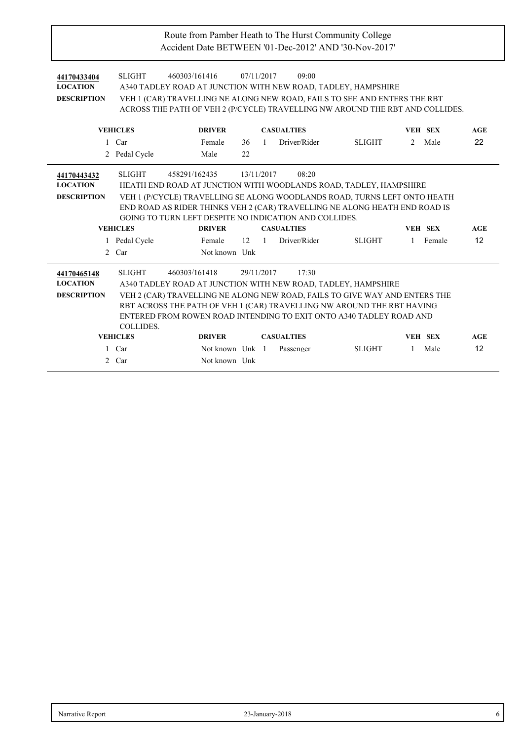Route from Pamber Heath to The Hurst Community College
Accident Date BETWEEN '01-Dec-2012' AND '30-Nov-2017'

**44170433404** SLIGHT 460303/161416 07/11/2017 09:00

**LOCATION** A340 TADLEY ROAD AT JUNCTION WITH NEW ROAD, TADLEY, HAMPSHIRE

**DESCRIPTION** VEH 1 (CAR) TRAVELLING NE ALONG NEW ROAD, FAILS TO SEE AND ENTERS THE RBT ACROSS THE PATH OF VEH 2 (P/CYCLE) TRAVELLING NW AROUND THE RBT AND COLLIDES.

| VEHICLES | | DRIVER | | CASUALTIES | | | VEH | SEX | AGE |
|---|---|---|---|---|---|---|---|---|---|
| 1 | Car | Female | 36 | 1 | Driver/Rider | SLIGHT | 2 | Male | 22 |
| 2 | Pedal Cycle | Male | 22 | | | | | | |

**44170443432** SLIGHT 458291/162435 13/11/2017 08:20

**LOCATION** HEATH END ROAD AT JUNCTION WITH WOODLANDS ROAD, TADLEY, HAMPSHIRE

**DESCRIPTION** VEH 1 (P/CYCLE) TRAVELLING SE ALONG WOODLANDS ROAD, TURNS LEFT ONTO HEATH END ROAD AS RIDER THINKS VEH 2 (CAR) TRAVELLING NE ALONG HEATH END ROAD IS GOING TO TURN LEFT DESPITE NO INDICATION AND COLLIDES.

| VEHICLES | | DRIVER | | CASUALTIES | | | VEH | SEX | AGE |
|---|---|---|---|---|---|---|---|---|---|
| 1 | Pedal Cycle | Female | 12 | 1 | Driver/Rider | SLIGHT | 1 | Female | 12 |
| 2 | Car | Not known | Unk | | | | | | |

**44170465148** SLIGHT 460303/161418 29/11/2017 17:30

**LOCATION** A340 TADLEY ROAD AT JUNCTION WITH NEW ROAD, TADLEY, HAMPSHIRE

**DESCRIPTION** VEH 2 (CAR) TRAVELLING NE ALONG NEW ROAD, FAILS TO GIVE WAY AND ENTERS THE RBT ACROSS THE PATH OF VEH 1 (CAR) TRAVELLING NW AROUND THE RBT HAVING ENTERED FROM ROWEN ROAD INTENDING TO EXIT ONTO A340 TADLEY ROAD AND COLLIDES.

| VEHICLES | | DRIVER | | CASUALTIES | | | VEH | SEX | AGE |
|---|---|---|---|---|---|---|---|---|---|
| 1 | Car | Not known | Unk | 1 | Passenger | SLIGHT | 1 | Male | 12 |
| 2 | Car | Not known | Unk | | | | | | |

Narrative Report 23-January-2018